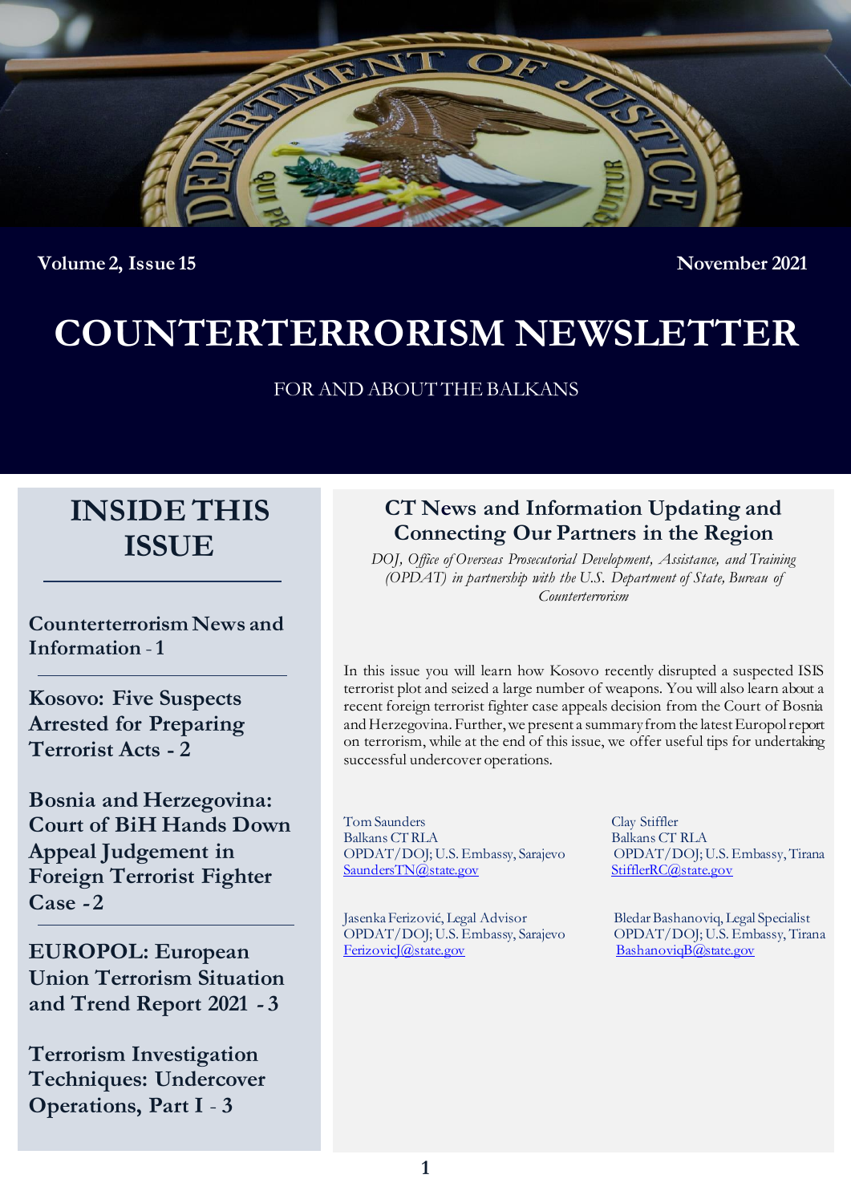Volume 2, Issue 15 November 2021

# COUNTERTERRORISM NEWSLETTER

FOR AND ABOUT THE BALKANS

## INSIDE THIS ISSUE

**Counterterrorism News and Information** - 1

**Kosovo: Five Suspects Arrested for Preparing Terrorist Acts** - 2

**Bosnia and Herzegovina: Court of BiH Hands Down Appeal Judgement in Foreign Terrorist Fighter Case** - 2

**EUROPOL: European Union Terrorism Situation and Trend Report 2021** - 3

**Terrorism Investigation Techniques: Undercover Operations, Part I** - 3

## CT News and Information Updating and Connecting Our Partners in the Region

*DOJ, Office of Overseas Prosecutorial Development, Assistance, and Training (OPDAT) in partnership with the U.S. Department of State, Bureau of Counterterrorism*

In this issue you will learn how Kosovo recently disrupted a suspected ISIS terrorist plot and seized a large number of weapons. You will also learn about a recent foreign terrorist fighter case appeals decision from the Court of Bosnia and Herzegovina. Further, we present a summary from the latest Europol report on terrorism, while at the end of this issue, we offer useful tips for undertaking successful undercover operations.

Tom Saunders
Balkans CT RLA
OPDAT/DOJ; U.S. Embassy, Sarajevo
SaundersTN@state.gov

Clay Stiffler
Balkans CT RLA
OPDAT/DOJ; U.S. Embassy, Tirana
StifflerRC@state.gov

Jasenka Ferizović, Legal Advisor
OPDAT/DOJ; U.S. Embassy, Sarajevo
FerizovicJ@state.gov

Bledar Bashanoviq, Legal Specialist
OPDAT/DOJ; U.S. Embassy, Tirana
BashanoviqB@state.gov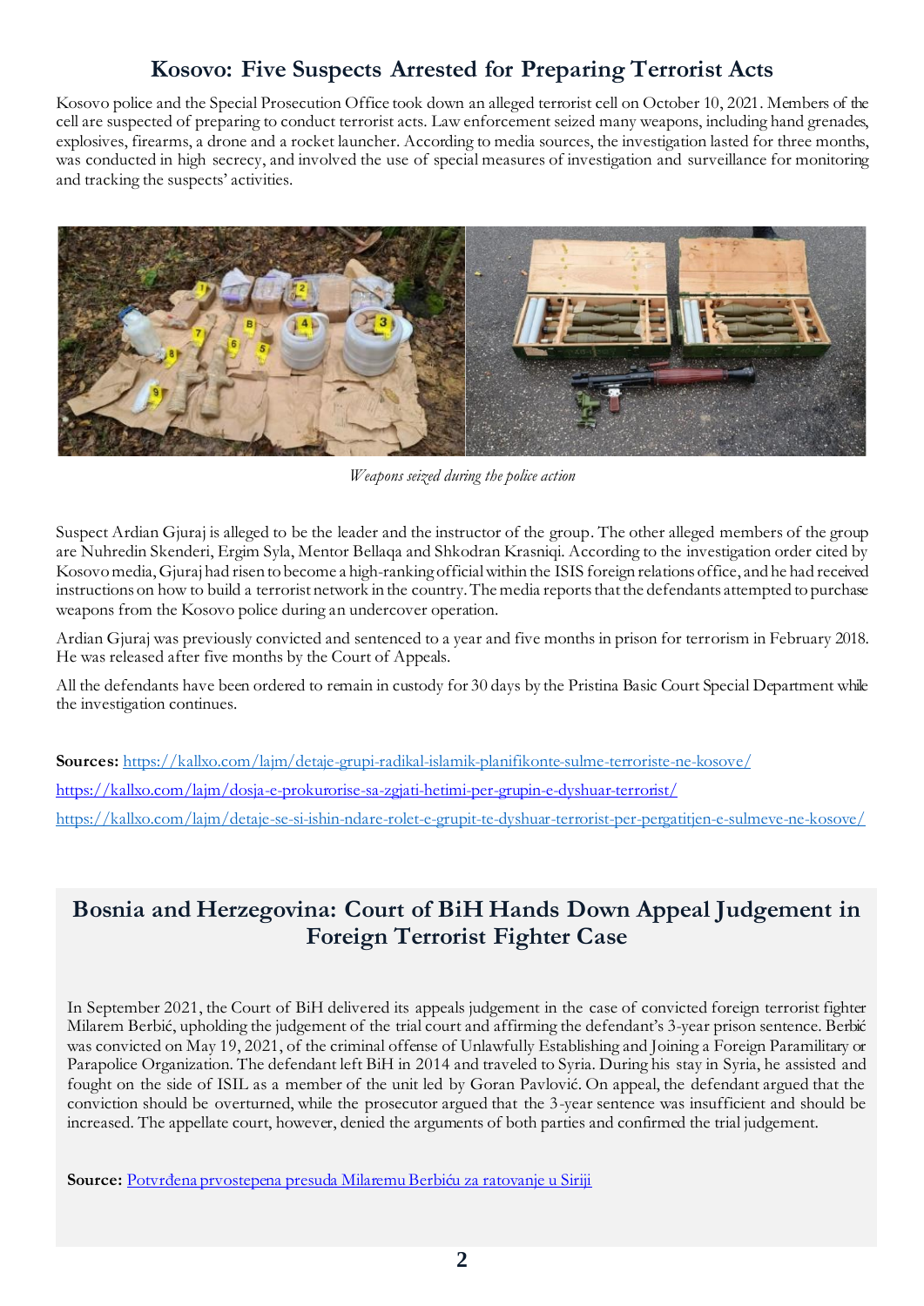## Kosovo: Five Suspects Arrested for Preparing Terrorist Acts

Kosovo police and the Special Prosecution Office took down an alleged terrorist cell on October 10, 2021. Members of the cell are suspected of preparing to conduct terrorist acts. Law enforcement seized many weapons, including hand grenades, explosives, firearms, a drone and a rocket launcher. According to media sources, the investigation lasted for three months, was conducted in high secrecy, and involved the use of special measures of investigation and surveillance for monitoring and tracking the suspects' activities.

*Weapons seized during the police action*

Suspect Ardian Gjuraj is alleged to be the leader and the instructor of the group. The other alleged members of the group are Nuhredin Skenderi, Ergim Syla, Mentor Bellaqa and Shkodran Krasniqi. According to the investigation order cited by Kosovo media, Gjuraj had risen to become a high-ranking official within the ISIS foreign relations office, and he had received instructions on how to build a terrorist network in the country. The media reports that the defendants attempted to purchase weapons from the Kosovo police during an undercover operation.

Ardian Gjuraj was previously convicted and sentenced to a year and five months in prison for terrorism in February 2018. He was released after five months by the Court of Appeals.

All the defendants have been ordered to remain in custody for 30 days by the Pristina Basic Court Special Department while the investigation continues.

**Sources:** https://kallxo.com/lajm/detaje-grupi-radikal-islamik-planifikonte-sulme-terroriste-ne-kosove/

https://kallxo.com/lajm/dosja-e-prokurorise-sa-zgjati-hetimi-per-grupin-e-dyshuar-terrorist/

https://kallxo.com/lajm/detaje-se-si-ishin-ndare-rolet-e-grupit-te-dyshuar-terrorist-per-pergatitjen-e-sulmeve-ne-kosove/

## Bosnia and Herzegovina: Court of BiH Hands Down Appeal Judgement in Foreign Terrorist Fighter Case

In September 2021, the Court of BiH delivered its appeals judgement in the case of convicted foreign terrorist fighter Milarem Berbić, upholding the judgement of the trial court and affirming the defendant's 3-year prison sentence. Berbić was convicted on May 19, 2021, of the criminal offense of Unlawfully Establishing and Joining a Foreign Paramilitary or Parapolice Organization. The defendant left BiH in 2014 and traveled to Syria. During his stay in Syria, he assisted and fought on the side of ISIL as a member of the unit led by Goran Pavlović. On appeal, the defendant argued that the conviction should be overturned, while the prosecutor argued that the 3-year sentence was insufficient and should be increased. The appellate court, however, denied the arguments of both parties and confirmed the trial judgement.

**Source:** Potvrđena prvostepena presuda Milaremu Berbiću za ratovanje u Siriji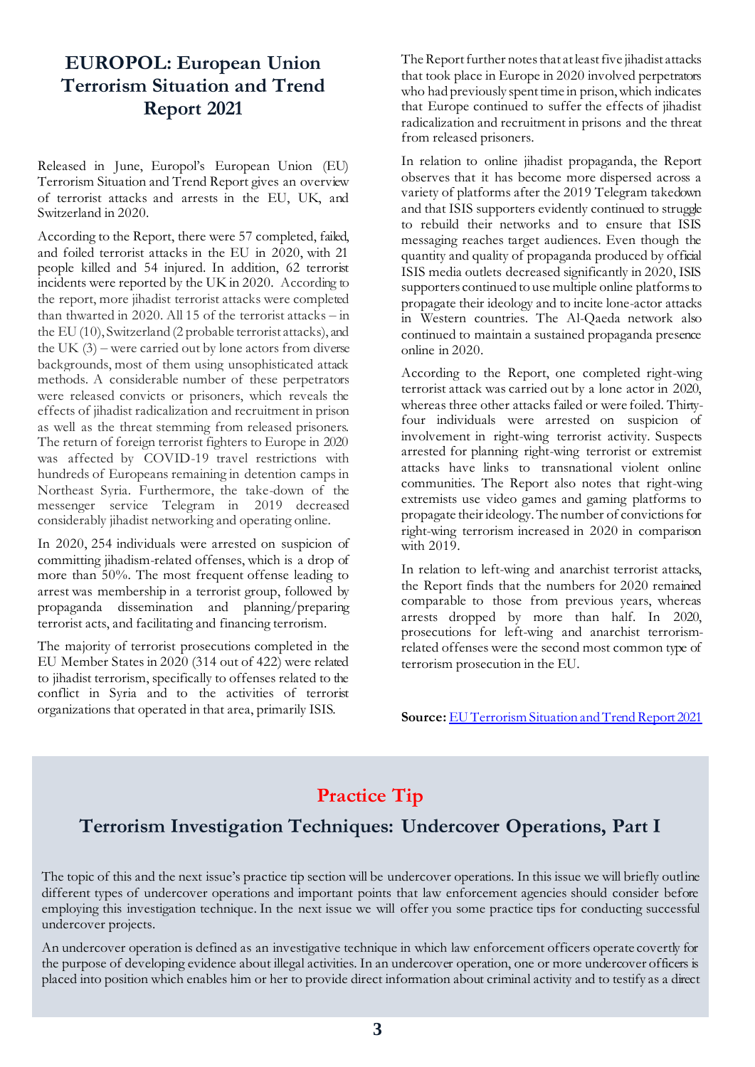## EUROPOL: European Union Terrorism Situation and Trend Report 2021

Released in June, Europol's European Union (EU) Terrorism Situation and Trend Report gives an overview of terrorist attacks and arrests in the EU, UK, and Switzerland in 2020.

According to the Report, there were 57 completed, failed, and foiled terrorist attacks in the EU in 2020, with 21 people killed and 54 injured. In addition, 62 terrorist incidents were reported by the UK in 2020. According to the report, more jihadist terrorist attacks were completed than thwarted in 2020. All 15 of the terrorist attacks – in the EU (10), Switzerland (2 probable terrorist attacks), and the UK (3) – were carried out by lone actors from diverse backgrounds, most of them using unsophisticated attack methods. A considerable number of these perpetrators were released convicts or prisoners, which reveals the effects of jihadist radicalization and recruitment in prison as well as the threat stemming from released prisoners. The return of foreign terrorist fighters to Europe in 2020 was affected by COVID-19 travel restrictions with hundreds of Europeans remaining in detention camps in Northeast Syria. Furthermore, the take-down of the messenger service Telegram in 2019 decreased considerably jihadist networking and operating online.

In 2020, 254 individuals were arrested on suspicion of committing jihadism-related offenses, which is a drop of more than 50%. The most frequent offense leading to arrest was membership in a terrorist group, followed by propaganda dissemination and planning/preparing terrorist acts, and facilitating and financing terrorism.

The majority of terrorist prosecutions completed in the EU Member States in 2020 (314 out of 422) were related to jihadist terrorism, specifically to offenses related to the conflict in Syria and to the activities of terrorist organizations that operated in that area, primarily ISIS.

The Report further notes that at least five jihadist attacks that took place in Europe in 2020 involved perpetrators who had previously spent time in prison, which indicates that Europe continued to suffer the effects of jihadist radicalization and recruitment in prisons and the threat from released prisoners.

In relation to online jihadist propaganda, the Report observes that it has become more dispersed across a variety of platforms after the 2019 Telegram takedown and that ISIS supporters evidently continued to struggle to rebuild their networks and to ensure that ISIS messaging reaches target audiences. Even though the quantity and quality of propaganda produced by official ISIS media outlets decreased significantly in 2020, ISIS supporters continued to use multiple online platforms to propagate their ideology and to incite lone-actor attacks in Western countries. The Al-Qaeda network also continued to maintain a sustained propaganda presence online in 2020.

According to the Report, one completed right-wing terrorist attack was carried out by a lone actor in 2020, whereas three other attacks failed or were foiled. Thirty-four individuals were arrested on suspicion of involvement in right-wing terrorist activity. Suspects arrested for planning right-wing terrorist or extremist attacks have links to transnational violent online communities. The Report also notes that right-wing extremists use video games and gaming platforms to propagate their ideology. The number of convictions for right-wing terrorism increased in 2020 in comparison with 2019.

In relation to left-wing and anarchist terrorist attacks, the Report finds that the numbers for 2020 remained comparable to those from previous years, whereas arrests dropped by more than half. In 2020, prosecutions for left-wing and anarchist terrorism-related offenses were the second most common type of terrorism prosecution in the EU.

**Source:** EU Terrorism Situation and Trend Report 2021

## Practice Tip

### Terrorism Investigation Techniques: Undercover Operations, Part I

The topic of this and the next issue's practice tip section will be undercover operations. In this issue we will briefly outline different types of undercover operations and important points that law enforcement agencies should consider before employing this investigation technique. In the next issue we will offer you some practice tips for conducting successful undercover projects.

An undercover operation is defined as an investigative technique in which law enforcement officers operate covertly for the purpose of developing evidence about illegal activities. In an undercover operation, one or more undercover officers is placed into position which enables him or her to provide direct information about criminal activity and to testify as a direct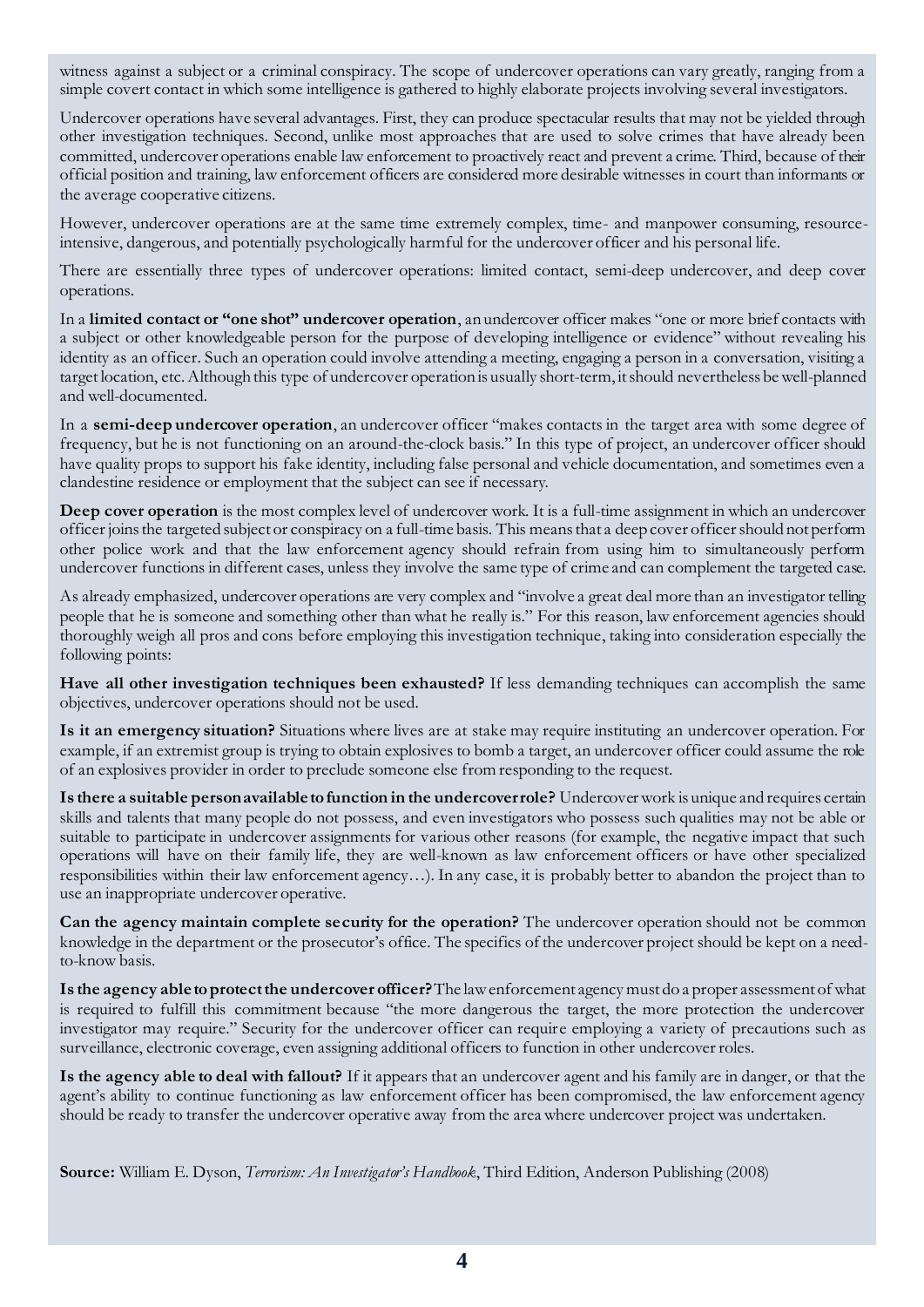witness against a subject or a criminal conspiracy. The scope of undercover operations can vary greatly, ranging from a simple covert contact in which some intelligence is gathered to highly elaborate projects involving several investigators.

Undercover operations have several advantages. First, they can produce spectacular results that may not be yielded through other investigation techniques. Second, unlike most approaches that are used to solve crimes that have already been committed, undercover operations enable law enforcement to proactively react and prevent a crime. Third, because of their official position and training, law enforcement officers are considered more desirable witnesses in court than informants or the average cooperative citizens.

However, undercover operations are at the same time extremely complex, time- and manpower consuming, resource-intensive, dangerous, and potentially psychologically harmful for the undercover officer and his personal life.

There are essentially three types of undercover operations: limited contact, semi-deep undercover, and deep cover operations.

In a **limited contact or "one shot" undercover operation**, an undercover officer makes "one or more brief contacts with a subject or other knowledgeable person for the purpose of developing intelligence or evidence" without revealing his identity as an officer. Such an operation could involve attending a meeting, engaging a person in a conversation, visiting a target location, etc. Although this type of undercover operation is usually short-term, it should nevertheless be well-planned and well-documented.

In a **semi-deep undercover operation**, an undercover officer "makes contacts in the target area with some degree of frequency, but he is not functioning on an around-the-clock basis." In this type of project, an undercover officer should have quality props to support his fake identity, including false personal and vehicle documentation, and sometimes even a clandestine residence or employment that the subject can see if necessary.

**Deep cover operation** is the most complex level of undercover work. It is a full-time assignment in which an undercover officer joins the targeted subject or conspiracy on a full-time basis. This means that a deep cover officer should not perform other police work and that the law enforcement agency should refrain from using him to simultaneously perform undercover functions in different cases, unless they involve the same type of crime and can complement the targeted case.

As already emphasized, undercover operations are very complex and "involve a great deal more than an investigator telling people that he is someone and something other than what he really is." For this reason, law enforcement agencies should thoroughly weigh all pros and cons before employing this investigation technique, taking into consideration especially the following points:

**Have all other investigation techniques been exhausted?** If less demanding techniques can accomplish the same objectives, undercover operations should not be used.

**Is it an emergency situation?** Situations where lives are at stake may require instituting an undercover operation. For example, if an extremist group is trying to obtain explosives to bomb a target, an undercover officer could assume the role of an explosives provider in order to preclude someone else from responding to the request.

**Is there a suitable person available to function in the undercover role?** Undercover work is unique and requires certain skills and talents that many people do not possess, and even investigators who possess such qualities may not be able or suitable to participate in undercover assignments for various other reasons (for example, the negative impact that such operations will have on their family life, they are well-known as law enforcement officers or have other specialized responsibilities within their law enforcement agency…). In any case, it is probably better to abandon the project than to use an inappropriate undercover operative.

**Can the agency maintain complete security for the operation?** The undercover operation should not be common knowledge in the department or the prosecutor's office. The specifics of the undercover project should be kept on a need-to-know basis.

**Is the agency able to protect the undercover officer?** The law enforcement agency must do a proper assessment of what is required to fulfill this commitment because "the more dangerous the target, the more protection the undercover investigator may require." Security for the undercover officer can require employing a variety of precautions such as surveillance, electronic coverage, even assigning additional officers to function in other undercover roles.

**Is the agency able to deal with fallout?** If it appears that an undercover agent and his family are in danger, or that the agent's ability to continue functioning as law enforcement officer has been compromised, the law enforcement agency should be ready to transfer the undercover operative away from the area where undercover project was undertaken.

**Source:** William E. Dyson, *Terrorism: An Investigator's Handbook*, Third Edition, Anderson Publishing (2008)